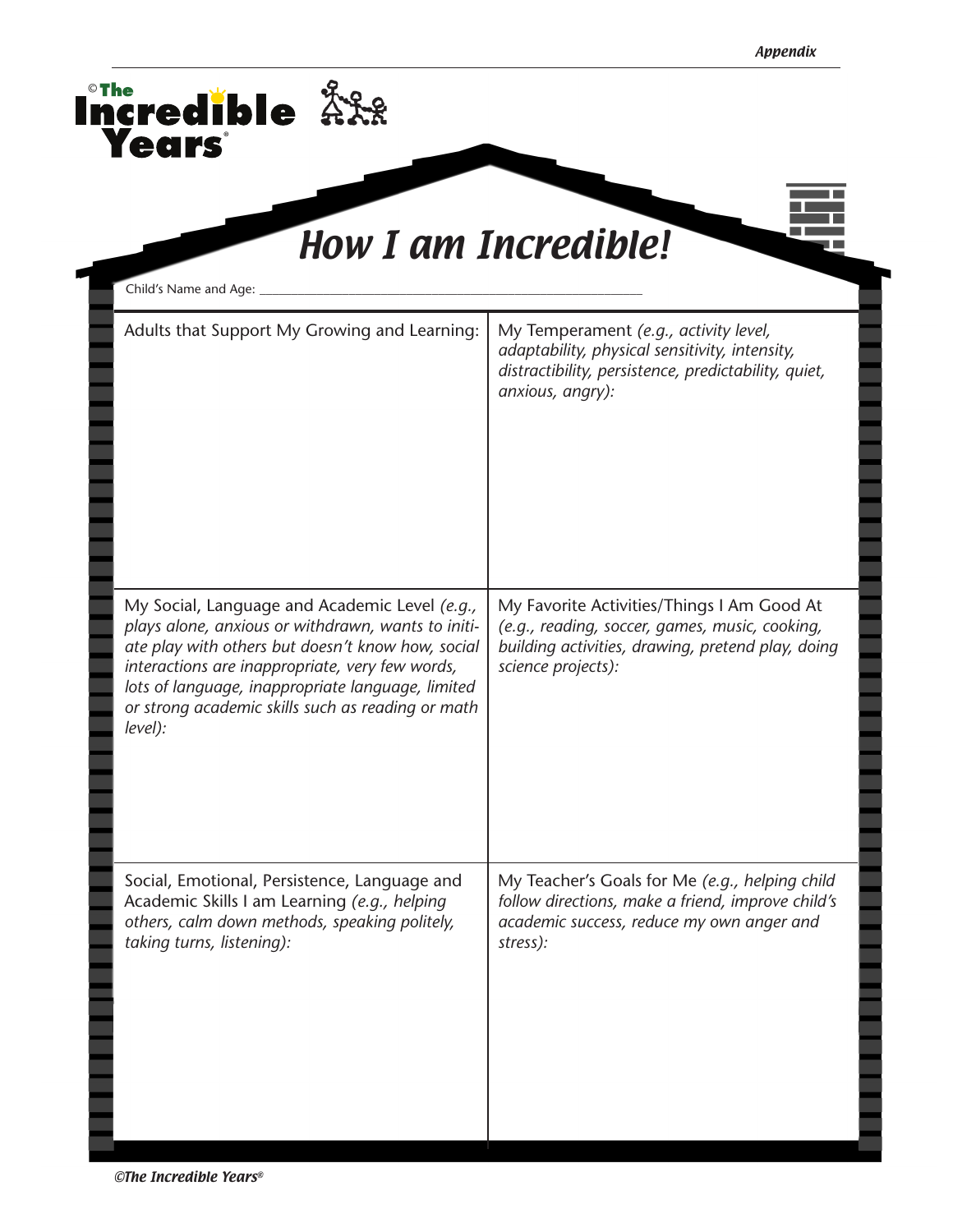# How I am Incredible!

Child's Name and Age: ___________________________________________

| Adults that Support My Growing and Learning: | My Temperament *(e.g., activity level, adaptability, physical sensitivity, intensity, distractibility, persistence, predictability, quiet, anxious, angry):* |
|---|---|
| My Social, Language and Academic Level *(e.g., plays alone, anxious or withdrawn, wants to initiate play with others but doesn't know how, social interactions are inappropriate, very few words, lots of language, inappropriate language, limited or strong academic skills such as reading or math level):* | My Favorite Activities/Things I Am Good At *(e.g., reading, soccer, games, music, cooking, building activities, drawing, pretend play, doing science projects):* |
| Social, Emotional, Persistence, Language and Academic Skills I am Learning *(e.g., helping others, calm down methods, speaking politely, taking turns, listening):* | My Teacher's Goals for Me *(e.g., helping child follow directions, make a friend, improve child's academic success, reduce my own anger and stress):* |

*©The Incredible Years®*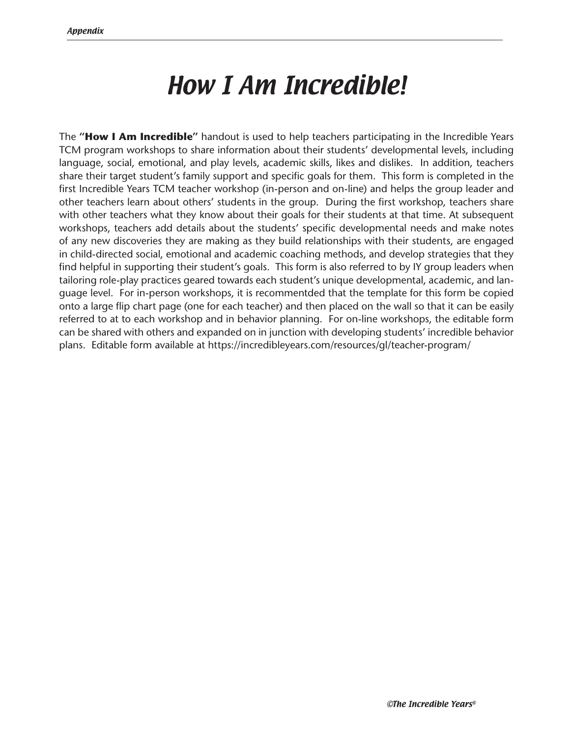# How I Am Incredible!

The **"How I Am Incredible"** handout is used to help teachers participating in the Incredible Years TCM program workshops to share information about their students' developmental levels, including language, social, emotional, and play levels, academic skills, likes and dislikes. In addition, teachers share their target student's family support and specific goals for them. This form is completed in the first Incredible Years TCM teacher workshop (in-person and on-line) and helps the group leader and other teachers learn about others' students in the group. During the first workshop, teachers share with other teachers what they know about their goals for their students at that time. At subsequent workshops, teachers add details about the students' specific developmental needs and make notes of any new discoveries they are making as they build relationships with their students, are engaged in child-directed social, emotional and academic coaching methods, and develop strategies that they find helpful in supporting their student's goals. This form is also referred to by IY group leaders when tailoring role-play practices geared towards each student's unique developmental, academic, and language level. For in-person workshops, it is recommentded that the template for this form be copied onto a large flip chart page (one for each teacher) and then placed on the wall so that it can be easily referred to at to each workshop and in behavior planning. For on-line workshops, the editable form can be shared with others and expanded on in junction with developing students' incredible behavior plans. Editable form available at https://incredibleyears.com/resources/gl/teacher-program/